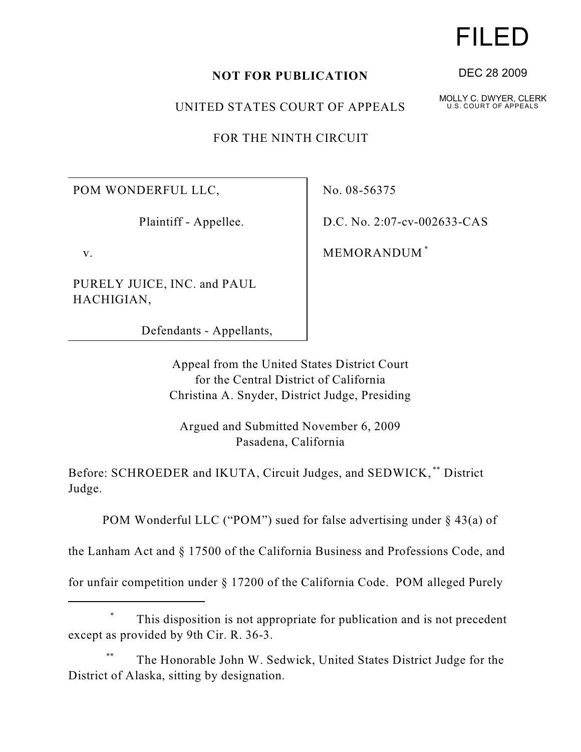FILED

DEC 28 2009

MOLLY C. DWYER, CLERK
U.S. COURT OF APPEALS

**NOT FOR PUBLICATION**

UNITED STATES COURT OF APPEALS

FOR THE NINTH CIRCUIT

| | |
|---|---|
| POM WONDERFUL LLC, <br><br> Plaintiff - Appellee. <br><br> v. <br><br> PURELY JUICE, INC. and PAUL HACHIGIAN, <br><br> Defendants - Appellants, | No. 08-56375 <br><br> D.C. No. 2:07-cv-002633-CAS <br><br> MEMORANDUM [*] |

Appeal from the United States District Court
for the Central District of California
Christina A. Snyder, District Judge, Presiding

Argued and Submitted November 6, 2009
Pasadena, California

Before: SCHROEDER and IKUTA, Circuit Judges, and SEDWICK,[**] District Judge.

POM Wonderful LLC ("POM") sued for false advertising under § 43(a) of the Lanham Act and § 17500 of the California Business and Professions Code, and for unfair competition under § 17200 of the California Code. POM alleged Purely

---

[*] This disposition is not appropriate for publication and is not precedent except as provided by 9th Cir. R. 36-3.

[**] The Honorable John W. Sedwick, United States District Judge for the District of Alaska, sitting by designation.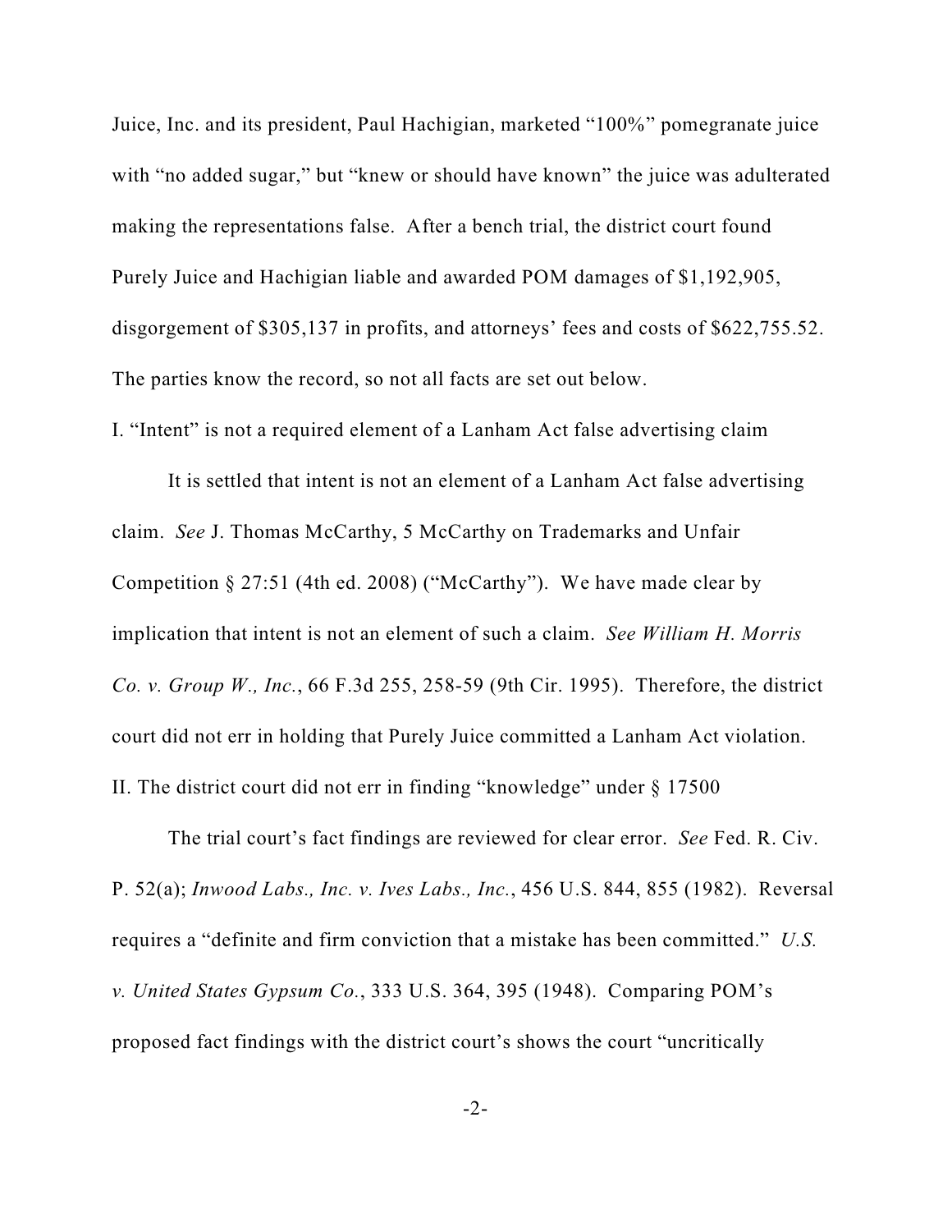Juice, Inc. and its president, Paul Hachigian, marketed "100%" pomegranate juice with "no added sugar," but "knew or should have known" the juice was adulterated making the representations false. After a bench trial, the district court found Purely Juice and Hachigian liable and awarded POM damages of $1,192,905, disgorgement of $305,137 in profits, and attorneys' fees and costs of $622,755.52. The parties know the record, so not all facts are set out below.

## I. "Intent" is not a required element of a Lanham Act false advertising claim

It is settled that intent is not an element of a Lanham Act false advertising claim. *See* J. Thomas McCarthy, 5 McCarthy on Trademarks and Unfair Competition § 27:51 (4th ed. 2008) ("McCarthy"). We have made clear by implication that intent is not an element of such a claim. *See William H. Morris Co. v. Group W., Inc.*, 66 F.3d 255, 258-59 (9th Cir. 1995). Therefore, the district court did not err in holding that Purely Juice committed a Lanham Act violation.

## II. The district court did not err in finding "knowledge" under § 17500

The trial court's fact findings are reviewed for clear error. *See* Fed. R. Civ. P. 52(a); *Inwood Labs., Inc. v. Ives Labs., Inc.*, 456 U.S. 844, 855 (1982). Reversal requires a "definite and firm conviction that a mistake has been committed." *U.S. v. United States Gypsum Co.*, 333 U.S. 364, 395 (1948). Comparing POM's proposed fact findings with the district court's shows the court "uncritically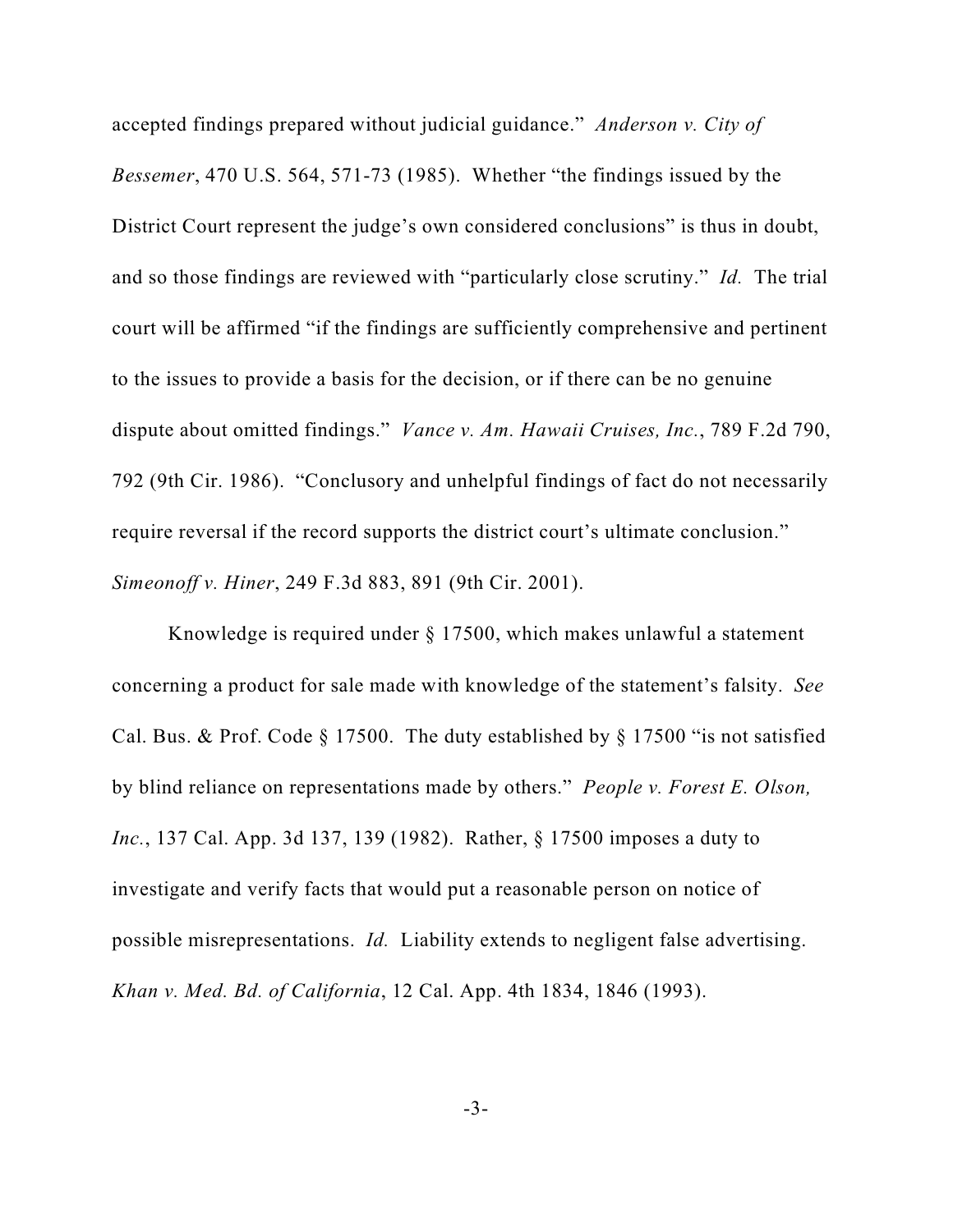accepted findings prepared without judicial guidance." *Anderson v. City of Bessemer*, 470 U.S. 564, 571-73 (1985). Whether "the findings issued by the District Court represent the judge's own considered conclusions" is thus in doubt, and so those findings are reviewed with "particularly close scrutiny." *Id.* The trial court will be affirmed "if the findings are sufficiently comprehensive and pertinent to the issues to provide a basis for the decision, or if there can be no genuine dispute about omitted findings." *Vance v. Am. Hawaii Cruises, Inc.*, 789 F.2d 790, 792 (9th Cir. 1986). "Conclusory and unhelpful findings of fact do not necessarily require reversal if the record supports the district court's ultimate conclusion." *Simeonoff v. Hiner*, 249 F.3d 883, 891 (9th Cir. 2001).

Knowledge is required under § 17500, which makes unlawful a statement concerning a product for sale made with knowledge of the statement's falsity. *See* Cal. Bus. & Prof. Code § 17500. The duty established by § 17500 "is not satisfied by blind reliance on representations made by others." *People v. Forest E. Olson, Inc.*, 137 Cal. App. 3d 137, 139 (1982). Rather, § 17500 imposes a duty to investigate and verify facts that would put a reasonable person on notice of possible misrepresentations. *Id.* Liability extends to negligent false advertising. *Khan v. Med. Bd. of California*, 12 Cal. App. 4th 1834, 1846 (1993).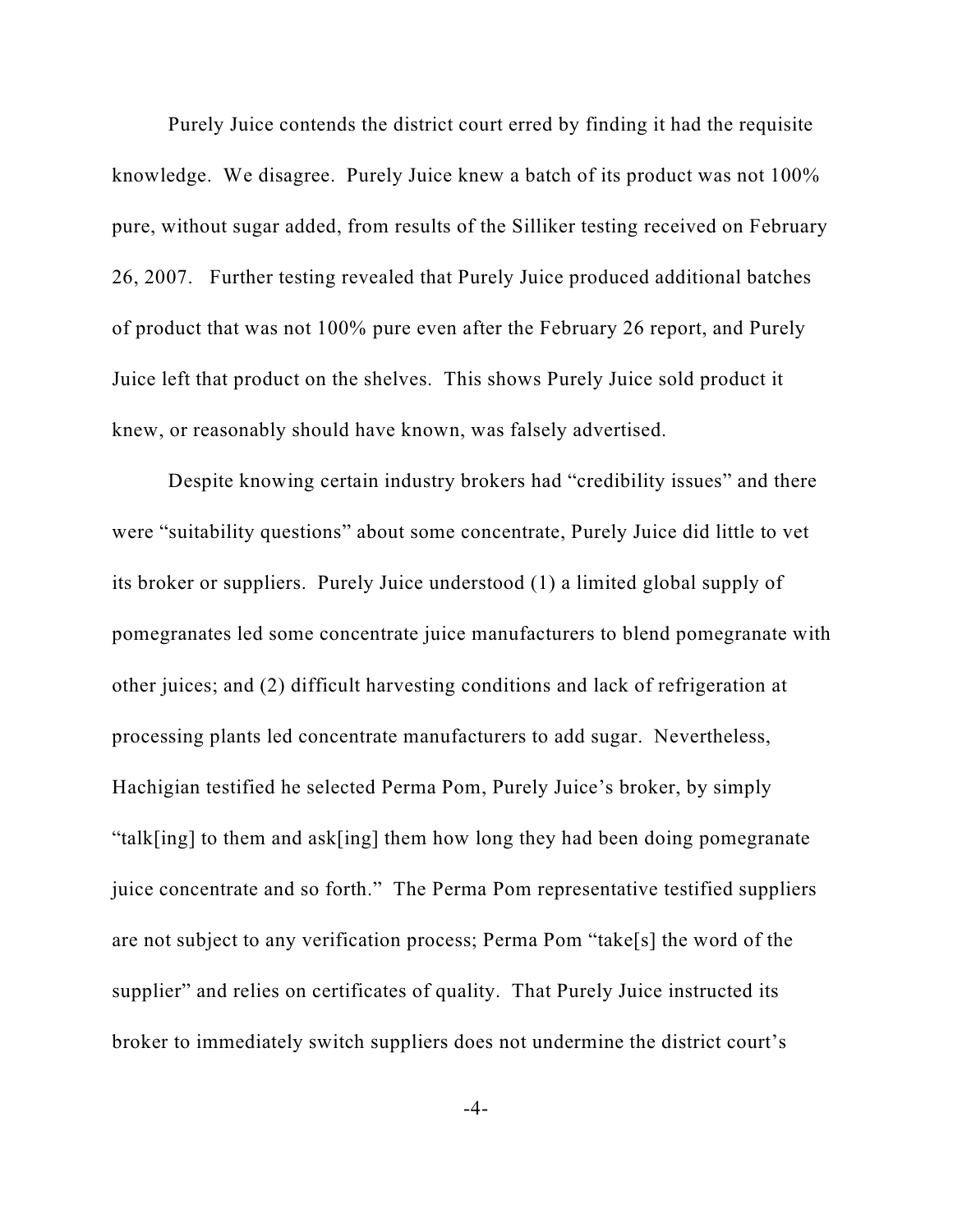Purely Juice contends the district court erred by finding it had the requisite knowledge. We disagree. Purely Juice knew a batch of its product was not 100% pure, without sugar added, from results of the Silliker testing received on February 26, 2007. Further testing revealed that Purely Juice produced additional batches of product that was not 100% pure even after the February 26 report, and Purely Juice left that product on the shelves. This shows Purely Juice sold product it knew, or reasonably should have known, was falsely advertised.

Despite knowing certain industry brokers had "credibility issues" and there were "suitability questions" about some concentrate, Purely Juice did little to vet its broker or suppliers. Purely Juice understood (1) a limited global supply of pomegranates led some concentrate juice manufacturers to blend pomegranate with other juices; and (2) difficult harvesting conditions and lack of refrigeration at processing plants led concentrate manufacturers to add sugar. Nevertheless, Hachigian testified he selected Perma Pom, Purely Juice's broker, by simply "talk[ing] to them and ask[ing] them how long they had been doing pomegranate juice concentrate and so forth." The Perma Pom representative testified suppliers are not subject to any verification process; Perma Pom "take[s] the word of the supplier" and relies on certificates of quality. That Purely Juice instructed its broker to immediately switch suppliers does not undermine the district court's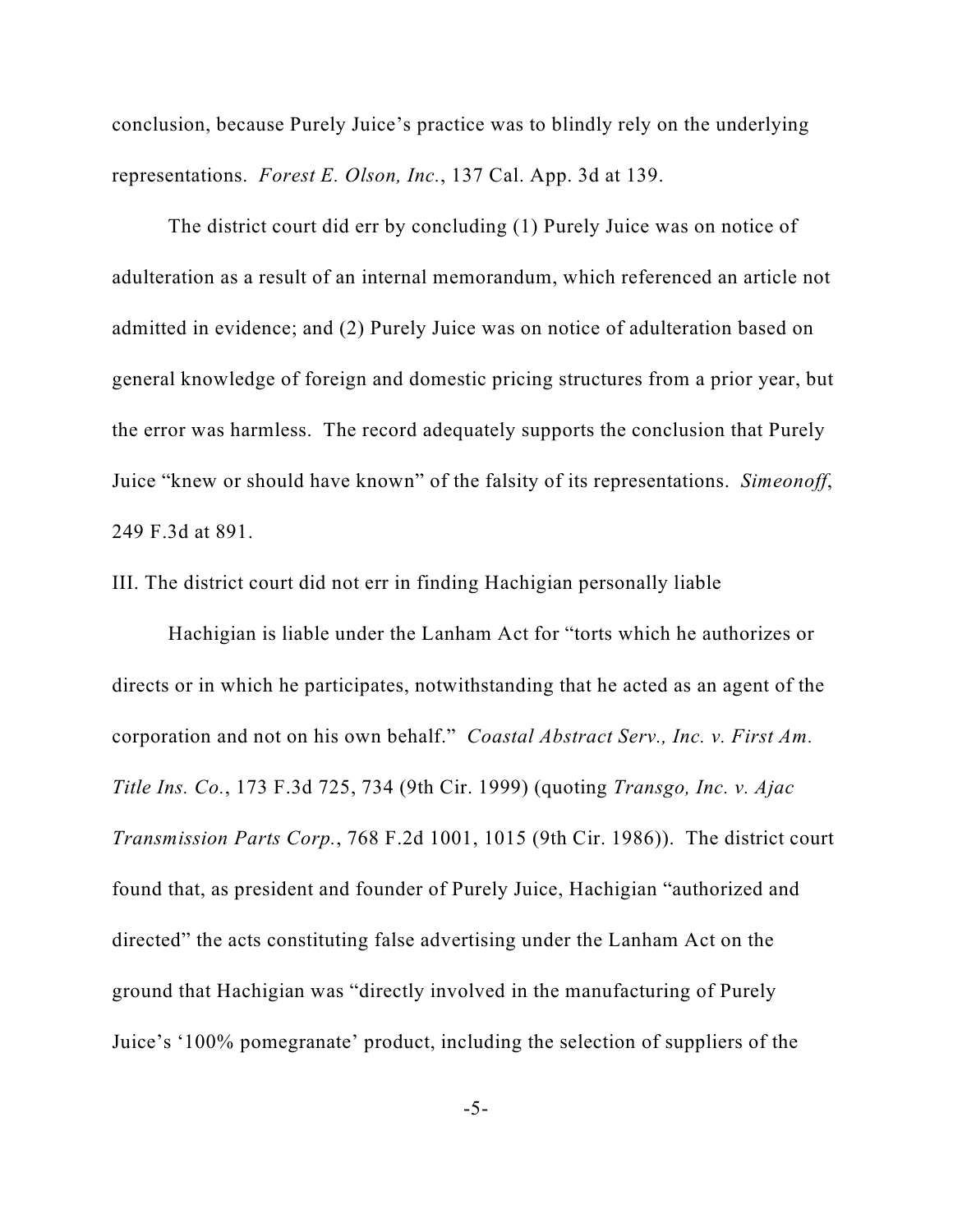conclusion, because Purely Juice's practice was to blindly rely on the underlying representations. *Forest E. Olson, Inc.*, 137 Cal. App. 3d at 139.

The district court did err by concluding (1) Purely Juice was on notice of adulteration as a result of an internal memorandum, which referenced an article not admitted in evidence; and (2) Purely Juice was on notice of adulteration based on general knowledge of foreign and domestic pricing structures from a prior year, but the error was harmless. The record adequately supports the conclusion that Purely Juice "knew or should have known" of the falsity of its representations. *Simeonoff*, 249 F.3d at 891.

III. The district court did not err in finding Hachigian personally liable

Hachigian is liable under the Lanham Act for "torts which he authorizes or directs or in which he participates, notwithstanding that he acted as an agent of the corporation and not on his own behalf." *Coastal Abstract Serv., Inc. v. First Am. Title Ins. Co.*, 173 F.3d 725, 734 (9th Cir. 1999) (quoting *Transgo, Inc. v. Ajac Transmission Parts Corp.*, 768 F.2d 1001, 1015 (9th Cir. 1986)). The district court found that, as president and founder of Purely Juice, Hachigian "authorized and directed" the acts constituting false advertising under the Lanham Act on the ground that Hachigian was "directly involved in the manufacturing of Purely Juice's '100% pomegranate' product, including the selection of suppliers of the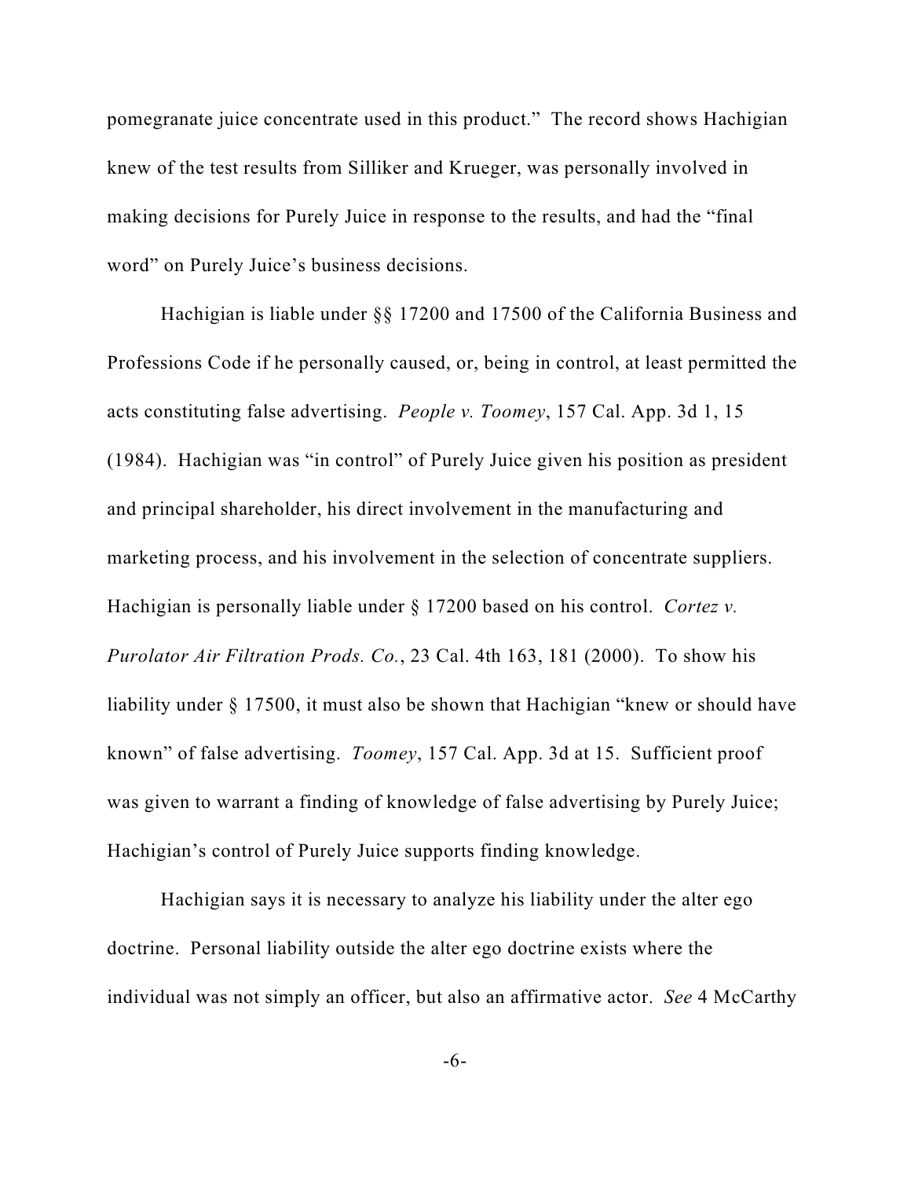pomegranate juice concentrate used in this product." The record shows Hachigian knew of the test results from Silliker and Krueger, was personally involved in making decisions for Purely Juice in response to the results, and had the "final word" on Purely Juice's business decisions.

Hachigian is liable under §§ 17200 and 17500 of the California Business and Professions Code if he personally caused, or, being in control, at least permitted the acts constituting false advertising. *People v. Toomey*, 157 Cal. App. 3d 1, 15 (1984). Hachigian was "in control" of Purely Juice given his position as president and principal shareholder, his direct involvement in the manufacturing and marketing process, and his involvement in the selection of concentrate suppliers. Hachigian is personally liable under § 17200 based on his control. *Cortez v. Purolator Air Filtration Prods. Co.*, 23 Cal. 4th 163, 181 (2000). To show his liability under § 17500, it must also be shown that Hachigian "knew or should have known" of false advertising. *Toomey*, 157 Cal. App. 3d at 15. Sufficient proof was given to warrant a finding of knowledge of false advertising by Purely Juice; Hachigian's control of Purely Juice supports finding knowledge.

Hachigian says it is necessary to analyze his liability under the alter ego doctrine. Personal liability outside the alter ego doctrine exists where the individual was not simply an officer, but also an affirmative actor. *See* 4 McCarthy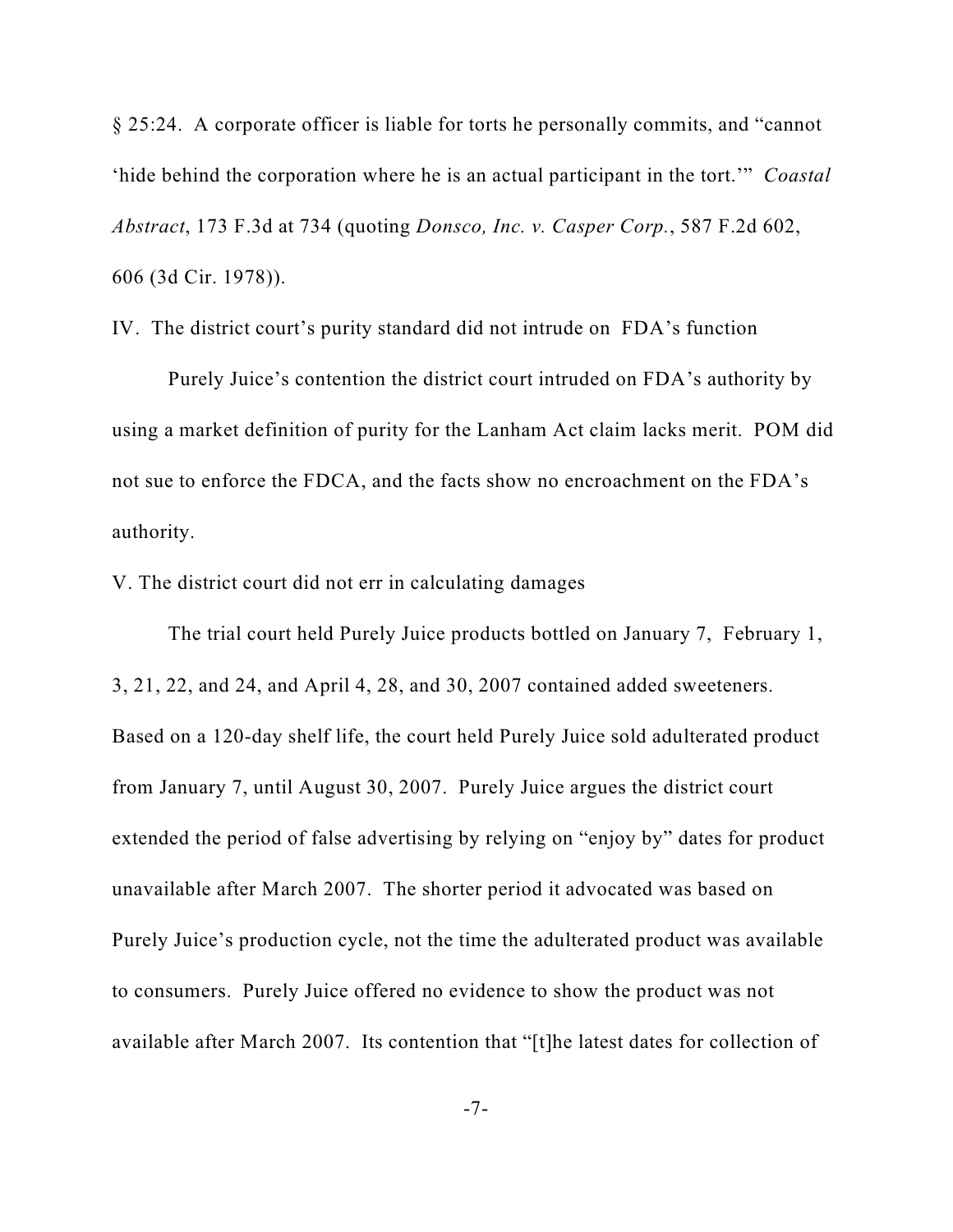§ 25:24. A corporate officer is liable for torts he personally commits, and "cannot 'hide behind the corporation where he is an actual participant in the tort.'" *Coastal Abstract*, 173 F.3d at 734 (quoting *Donsco, Inc. v. Casper Corp.*, 587 F.2d 602, 606 (3d Cir. 1978)).

IV. The district court's purity standard did not intrude on FDA's function

Purely Juice's contention the district court intruded on FDA's authority by using a market definition of purity for the Lanham Act claim lacks merit. POM did not sue to enforce the FDCA, and the facts show no encroachment on the FDA's authority.

V. The district court did not err in calculating damages

The trial court held Purely Juice products bottled on January 7, February 1, 3, 21, 22, and 24, and April 4, 28, and 30, 2007 contained added sweeteners. Based on a 120-day shelf life, the court held Purely Juice sold adulterated product from January 7, until August 30, 2007. Purely Juice argues the district court extended the period of false advertising by relying on "enjoy by" dates for product unavailable after March 2007. The shorter period it advocated was based on Purely Juice's production cycle, not the time the adulterated product was available to consumers. Purely Juice offered no evidence to show the product was not available after March 2007. Its contention that "[t]he latest dates for collection of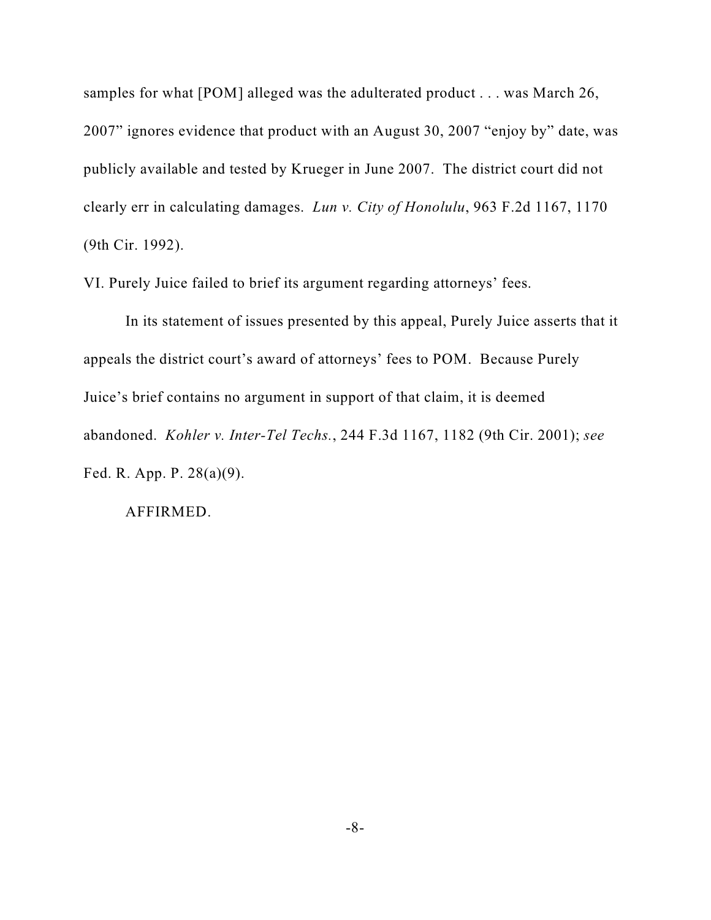samples for what [POM] alleged was the adulterated product . . . was March 26, 2007" ignores evidence that product with an August 30, 2007 "enjoy by" date, was publicly available and tested by Krueger in June 2007. The district court did not clearly err in calculating damages. *Lun v. City of Honolulu*, 963 F.2d 1167, 1170 (9th Cir. 1992).

VI. Purely Juice failed to brief its argument regarding attorneys' fees.

In its statement of issues presented by this appeal, Purely Juice asserts that it appeals the district court's award of attorneys' fees to POM. Because Purely Juice's brief contains no argument in support of that claim, it is deemed abandoned. *Kohler v. Inter-Tel Techs.*, 244 F.3d 1167, 1182 (9th Cir. 2001); *see* Fed. R. App. P. 28(a)(9).

AFFIRMED.